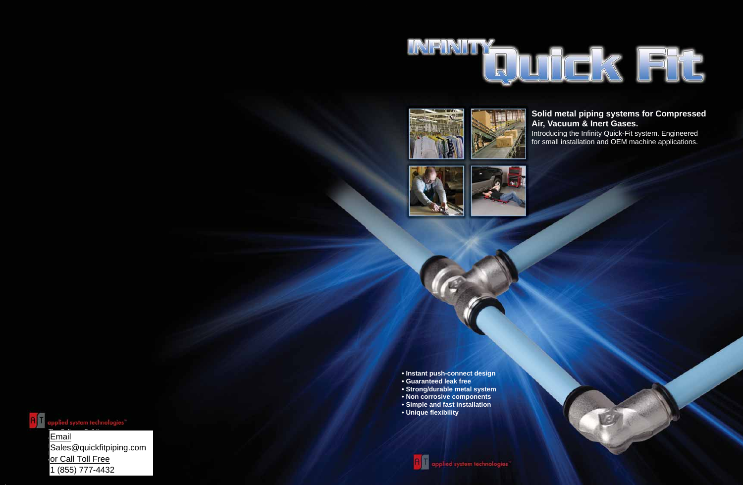# INFINITY Quick Fit

**Solid metal piping systems for Compressed Air, Vacuum & Inert Gases.**

Introducing the Infinity Quick-Fit system. Engineered for small installation and OEM machine applications.

- **Instant push-connect design**
- **Guaranteed leak free**
- **Strong/durable metal system**
- **Non corrosive components**
- **Simple and fast installation**
- **Unique flexibility**

applied system technologies™

Email
Sales@quickfitpiping.com
or Call Toll Free
1 (855) 777-4432

applied system technologies™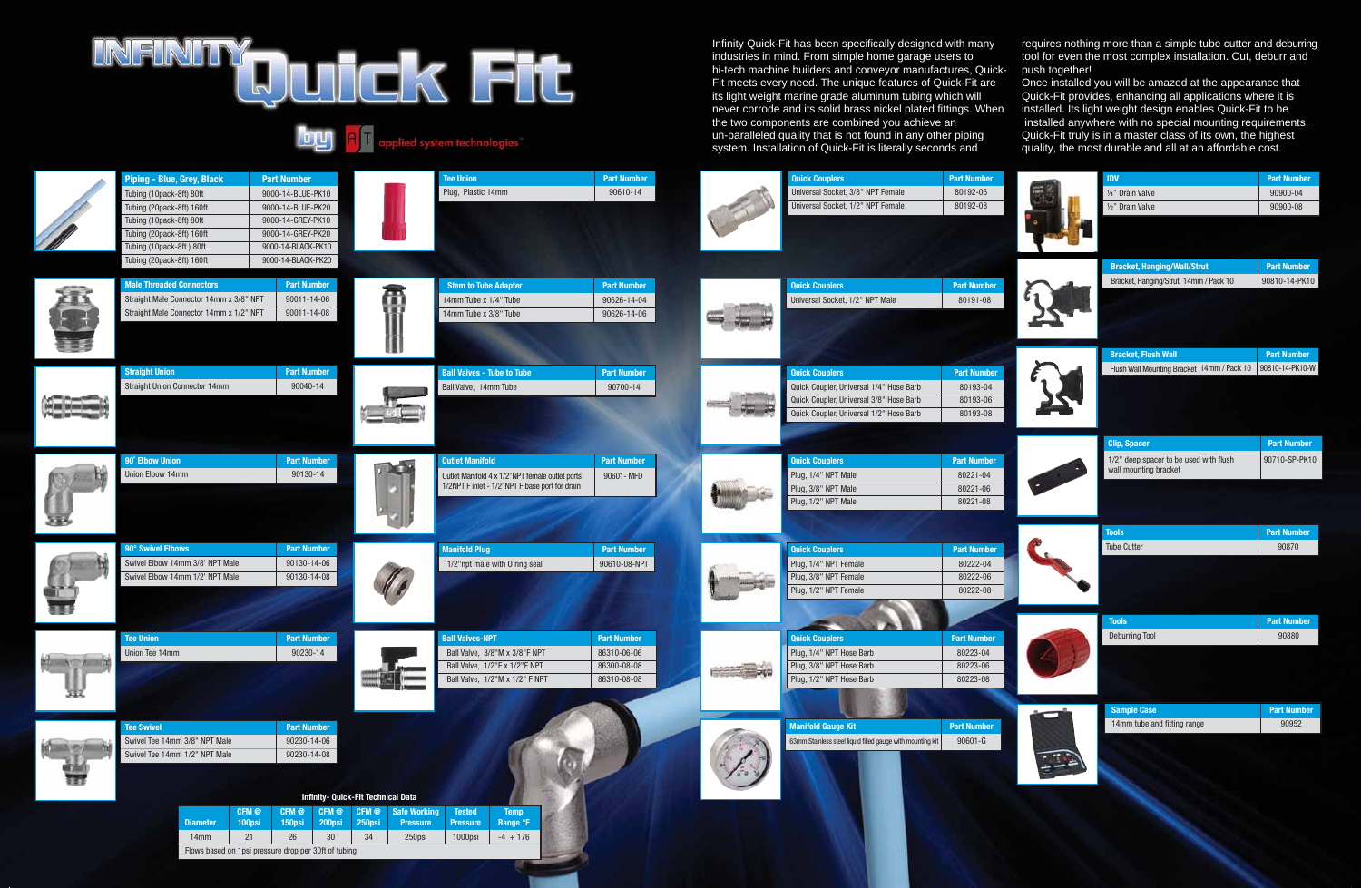# INFINITY Quick Fit

by AT applied system technologies

Infinity Quick-Fit has been specifically designed with many industries in mind. From simple home garage users to hi-tech machine builders and conveyor manufactures, Quick-Fit meets every need. The unique features of Quick-Fit are its light weight marine grade aluminum tubing which will never corrode and its solid brass nickel plated fittings. When the two components are combined you achieve an un-paralleled quality that is not found in any other piping system. Installation of Quick-Fit is literally seconds and requires nothing more than a simple tube cutter and deburring tool for even the most complex installation. Cut, deburr and push together!

Once installed you will be amazed at the appearance that Quick-Fit provides, enhancing all applications where it is installed. Its light weight design enables Quick-Fit to be installed anywhere with no special mounting requirements. Quick-Fit truly is in a master class of its own, the highest quality, the most durable and all at an affordable cost.

| Piping - Blue, Grey, Black | Part Number |
|---|---|
| Tubing (10pack-8ft) 80ft | 9000-14-BLUE-PK10 |
| Tubing (20pack-8ft) 160ft | 9000-14-BLUE-PK20 |
| Tubing (10pack-8ft) 80ft | 9000-14-GREY-PK10 |
| Tubing (20pack-8ft) 160ft | 9000-14-GREY-PK20 |
| Tubing (10pack-8ft ) 80ft | 9000-14-BLACK-PK10 |
| Tubing (20pack-8ft) 160ft | 9000-14-BLACK-PK20 |

| Male Threaded Connectors | Part Number |
|---|---|
| Straight Male Connector 14mm x 3/8" NPT | 90011-14-06 |
| Straight Male Connector 14mm x 1/2" NPT | 90011-14-08 |

| Straight Union | Part Number |
|---|---|
| Straight Union Connector 14mm | 90040-14 |

| 90˚ Elbow Union | Part Number |
|---|---|
| Union Elbow 14mm | 90130-14 |

| 90° Swivel Elbows | Part Number |
|---|---|
| Swivel Elbow 14mm 3/8" NPT Male | 90130-14-06 |
| Swivel Elbow 14mm 1/2" NPT Male | 90130-14-08 |

| Tee Union | Part Number |
|---|---|
| Union Tee 14mm | 90230-14 |

| Tee Swivel | Part Number |
|---|---|
| Swivel Tee 14mm 3/8" NPT Male | 90230-14-06 |
| Swivel Tee 14mm 1/2" NPT Male | 90230-14-08 |

| Tee Union | Part Number |
|---|---|
| Plug, Plastic 14mm | 90610-14 |

| Stem to Tube Adapter | Part Number |
|---|---|
| 14mm Tube x 1/4" Tube | 90626-14-04 |
| 14mm Tube x 3/8" Tube | 90626-14-06 |

| Ball Valves - Tube to Tube | Part Number |
|---|---|
| Ball Valve, 14mm Tube | 90700-14 |

| Outlet Manifold | Part Number |
|---|---|
| Outlet Manifold 4 x 1/2"NPT female outlet ports 1/2NPT F inlet - 1/2"NPT F base port for drain | 90601- MFD |

| Manifold Plug | Part Number |
|---|---|
| 1/2"npt male with O ring seal | 90610-08-NPT |

| Ball Valves-NPT | Part Number |
|---|---|
| Ball Valve, 3/8"M x 3/8"F NPT | 86310-06-06 |
| Ball Valve, 1/2"F x 1/2"F NPT | 86300-08-08 |
| Ball Valve, 1/2"M x 1/2" F NPT | 86310-08-08 |

**Infinity- Quick-Fit Technical Data**

| Diameter | CFM @ 100psi | CFM @ 150psi | CFM @ 200psi | CFM @ 250psi | Safe Working Pressure | Tested Pressure | Temp Range °F |
|---|---|---|---|---|---|---|---|
| 14mm | 21 | 26 | 30 | 34 | 250psi | 1000psi | -4 + 176 |

Flows based on 1psi pressure drop per 30ft of tubing

| Quick Couplers | Part Number |
|---|---|
| Universal Socket, 3/8" NPT Female | 80192-06 |
| Universal Socket, 1/2" NPT Female | 80192-08 |

| Quick Couplers | Part Number |
|---|---|
| Universal Socket, 1/2" NPT Male | 80191-08 |

| Quick Couplers | Part Number |
|---|---|
| Quick Coupler, Universal 1/4" Hose Barb | 80193-04 |
| Quick Coupler, Universal 3/8" Hose Barb | 80193-06 |
| Quick Coupler, Universal 1/2" Hose Barb | 80193-08 |

| Quick Couplers | Part Number |
|---|---|
| Plug, 1/4" NPT Male | 80221-04 |
| Plug, 3/8" NPT Male | 80221-06 |
| Plug, 1/2" NPT Male | 80221-08 |

| Quick Couplers | Part Number |
|---|---|
| Plug, 1/4" NPT Female | 80222-04 |
| Plug, 3/8" NPT Female | 80222-06 |
| Plug, 1/2" NPT Female | 80222-08 |

| Quick Couplers | Part Number |
|---|---|
| Plug, 1/4" NPT Hose Barb | 80223-04 |
| Plug, 3/8" NPT Hose Barb | 80223-06 |
| Plug, 1/2" NPT Hose Barb | 80223-08 |

| Manifold Gauge Kit | Part Number |
|---|---|
| 63mm Stainless steel liquid filled gauge with mounting kit | 90601-G |

| IDV | Part Number |
|---|---|
| ¼" Drain Valve | 90900-04 |
| ½" Drain Valve | 90900-08 |

| Bracket, Hanging/Wall/Strut | Part Number |
|---|---|
| Bracket, Hanging/Strut 14mm / Pack 10 | 90810-14-PK10 |

| Bracket, Flush Wall | Part Number |
|---|---|
| Flush Wall Mounting Bracket 14mm / Pack 10 | 90810-14-PK10-W |

| Clip, Spacer | Part Number |
|---|---|
| 1/2" deep spacer to be used with flush wall mounting bracket | 90710-SP-PK10 |

| Tools | Part Number |
|---|---|
| Tube Cutter | 90870 |

| Tools | Part Number |
|---|---|
| Deburring Tool | 90880 |

| Sample Case | Part Number |
|---|---|
| 14mm tube and fitting range | 90952 |